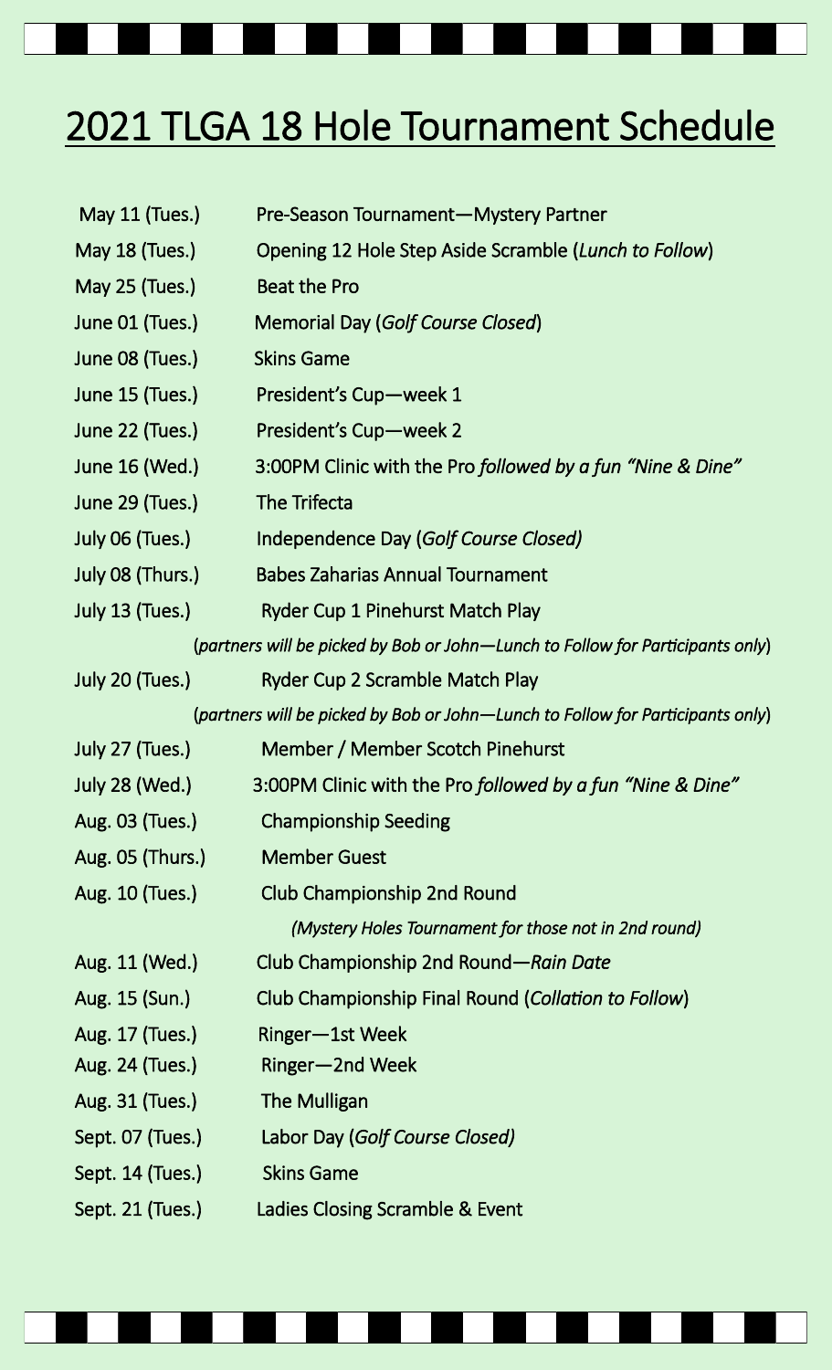# 2021 TLGA 18 Hole Tournament Schedule

| | |
|---|---|
| May 11 (Tues.) | Pre-Season Tournament—Mystery Partner |
| May 18 (Tues.) | Opening 12 Hole Step Aside Scramble (*Lunch to Follow*) |
| May 25 (Tues.) | Beat the Pro |
| June 01 (Tues.) | Memorial Day (*Golf Course Closed*) |
| June 08 (Tues.) | Skins Game |
| June 15 (Tues.) | President's Cup—week 1 |
| June 22 (Tues.) | President's Cup—week 2 |
| June 16 (Wed.) | 3:00PM Clinic with the Pro *followed by a fun "Nine & Dine"* |
| June 29 (Tues.) | The Trifecta |
| July 06 (Tues.) | Independence Day (*Golf Course Closed)* |
| July 08 (Thurs.) | Babes Zaharias Annual Tournament |
| July 13 (Tues.) | Ryder Cup 1 Pinehurst Match Play (*partners will be picked by Bob or John—Lunch to Follow for Participants only*) |
| July 20 (Tues.) | Ryder Cup 2 Scramble Match Play (*partners will be picked by Bob or John—Lunch to Follow for Participants only*) |
| July 27 (Tues.) | Member / Member Scotch Pinehurst |
| July 28 (Wed.) | 3:00PM Clinic with the Pro *followed by a fun "Nine & Dine"* |
| Aug. 03 (Tues.) | Championship Seeding |
| Aug. 05 (Thurs.) | Member Guest |
| Aug. 10 (Tues.) | Club Championship 2nd Round *(Mystery Holes Tournament for those not in 2nd round)* |
| Aug. 11 (Wed.) | Club Championship 2nd Round—*Rain Date* |
| Aug. 15 (Sun.) | Club Championship Final Round (*Collation to Follow*) |
| Aug. 17 (Tues.) | Ringer—1st Week |
| Aug. 24 (Tues.) | Ringer—2nd Week |
| Aug. 31 (Tues.) | The Mulligan |
| Sept. 07 (Tues.) | Labor Day (*Golf Course Closed)* |
| Sept. 14 (Tues.) | Skins Game |
| Sept. 21 (Tues.) | Ladies Closing Scramble & Event |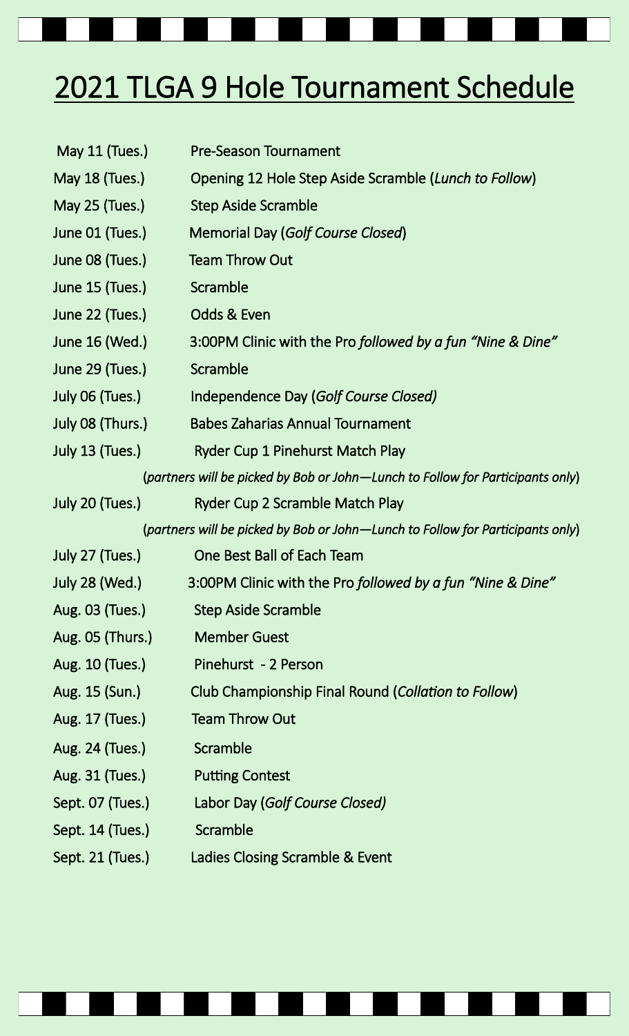# 2021 TLGA 9 Hole Tournament Schedule

| | |
|---|---|
| May 11 (Tues.) | Pre-Season Tournament |
| May 18 (Tues.) | Opening 12 Hole Step Aside Scramble (*Lunch to Follow*) |
| May 25 (Tues.) | Step Aside Scramble |
| June 01 (Tues.) | Memorial Day (*Golf Course Closed*) |
| June 08 (Tues.) | Team Throw Out |
| June 15 (Tues.) | Scramble |
| June 22 (Tues.) | Odds & Even |
| June 16 (Wed.) | 3:00PM Clinic with the Pro *followed by a fun "Nine & Dine"* |
| June 29 (Tues.) | Scramble |
| July 06 (Tues.) | Independence Day (*Golf Course Closed)* |
| July 08 (Thurs.) | Babes Zaharias Annual Tournament |
| July 13 (Tues.) | Ryder Cup 1 Pinehurst Match Play<br>(*partners will be picked by Bob or John—Lunch to Follow for Participants only*) |
| July 20 (Tues.) | Ryder Cup 2 Scramble Match Play<br>(*partners will be picked by Bob or John—Lunch to Follow for Participants only*) |
| July 27 (Tues.) | One Best Ball of Each Team |
| July 28 (Wed.) | 3:00PM Clinic with the Pro *followed by a fun "Nine & Dine"* |
| Aug. 03 (Tues.) | Step Aside Scramble |
| Aug. 05 (Thurs.) | Member Guest |
| Aug. 10 (Tues.) | Pinehurst - 2 Person |
| Aug. 15 (Sun.) | Club Championship Final Round (*Collation to Follow*) |
| Aug. 17 (Tues.) | Team Throw Out |
| Aug. 24 (Tues.) | Scramble |
| Aug. 31 (Tues.) | Putting Contest |
| Sept. 07 (Tues.) | Labor Day (*Golf Course Closed)* |
| Sept. 14 (Tues.) | Scramble |
| Sept. 21 (Tues.) | Ladies Closing Scramble & Event |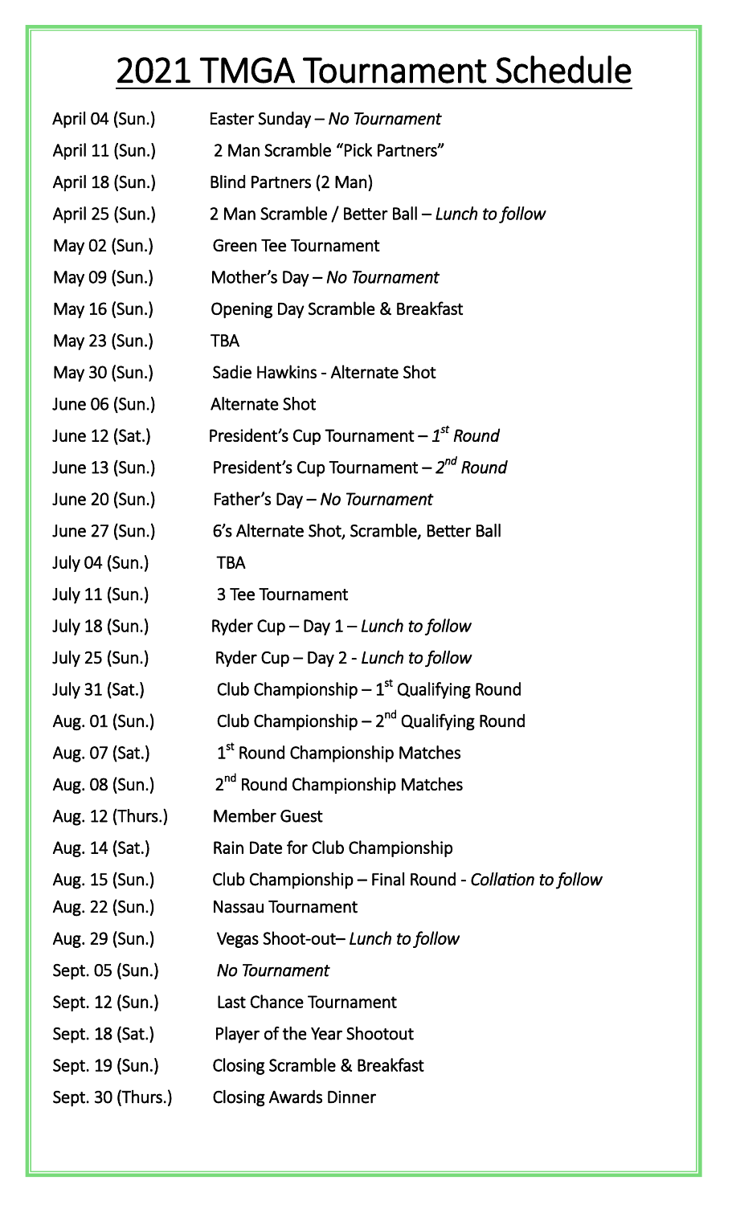# 2021 TMGA Tournament Schedule

| | |
|---|---|
| April 04 (Sun.) | Easter Sunday – *No Tournament* |
| April 11 (Sun.) | 2 Man Scramble "Pick Partners" |
| April 18 (Sun.) | Blind Partners (2 Man) |
| April 25 (Sun.) | 2 Man Scramble / Better Ball – *Lunch to follow* |
| May 02 (Sun.) | Green Tee Tournament |
| May 09 (Sun.) | Mother's Day – *No Tournament* |
| May 16 (Sun.) | Opening Day Scramble & Breakfast |
| May 23 (Sun.) | TBA |
| May 30 (Sun.) | Sadie Hawkins - Alternate Shot |
| June 06 (Sun.) | Alternate Shot |
| June 12 (Sat.) | President's Cup Tournament – *1st Round* |
| June 13 (Sun.) | President's Cup Tournament – *2nd Round* |
| June 20 (Sun.) | Father's Day – *No Tournament* |
| June 27 (Sun.) | 6's Alternate Shot, Scramble, Better Ball |
| July 04 (Sun.) | TBA |
| July 11 (Sun.) | 3 Tee Tournament |
| July 18 (Sun.) | Ryder Cup – Day 1 – *Lunch to follow* |
| July 25 (Sun.) | Ryder Cup – Day 2 - *Lunch to follow* |
| July 31 (Sat.) | Club Championship – 1st Qualifying Round |
| Aug. 01 (Sun.) | Club Championship – 2nd Qualifying Round |
| Aug. 07 (Sat.) | 1st Round Championship Matches |
| Aug. 08 (Sun.) | 2nd Round Championship Matches |
| Aug. 12 (Thurs.) | Member Guest |
| Aug. 14 (Sat.) | Rain Date for Club Championship |
| Aug. 15 (Sun.) | Club Championship – Final Round - *Collation to follow* |
| Aug. 22 (Sun.) | Nassau Tournament |
| Aug. 29 (Sun.) | Vegas Shoot-out– *Lunch to follow* |
| Sept. 05 (Sun.) | *No Tournament* |
| Sept. 12 (Sun.) | Last Chance Tournament |
| Sept. 18 (Sat.) | Player of the Year Shootout |
| Sept. 19 (Sun.) | Closing Scramble & Breakfast |
| Sept. 30 (Thurs.) | Closing Awards Dinner |